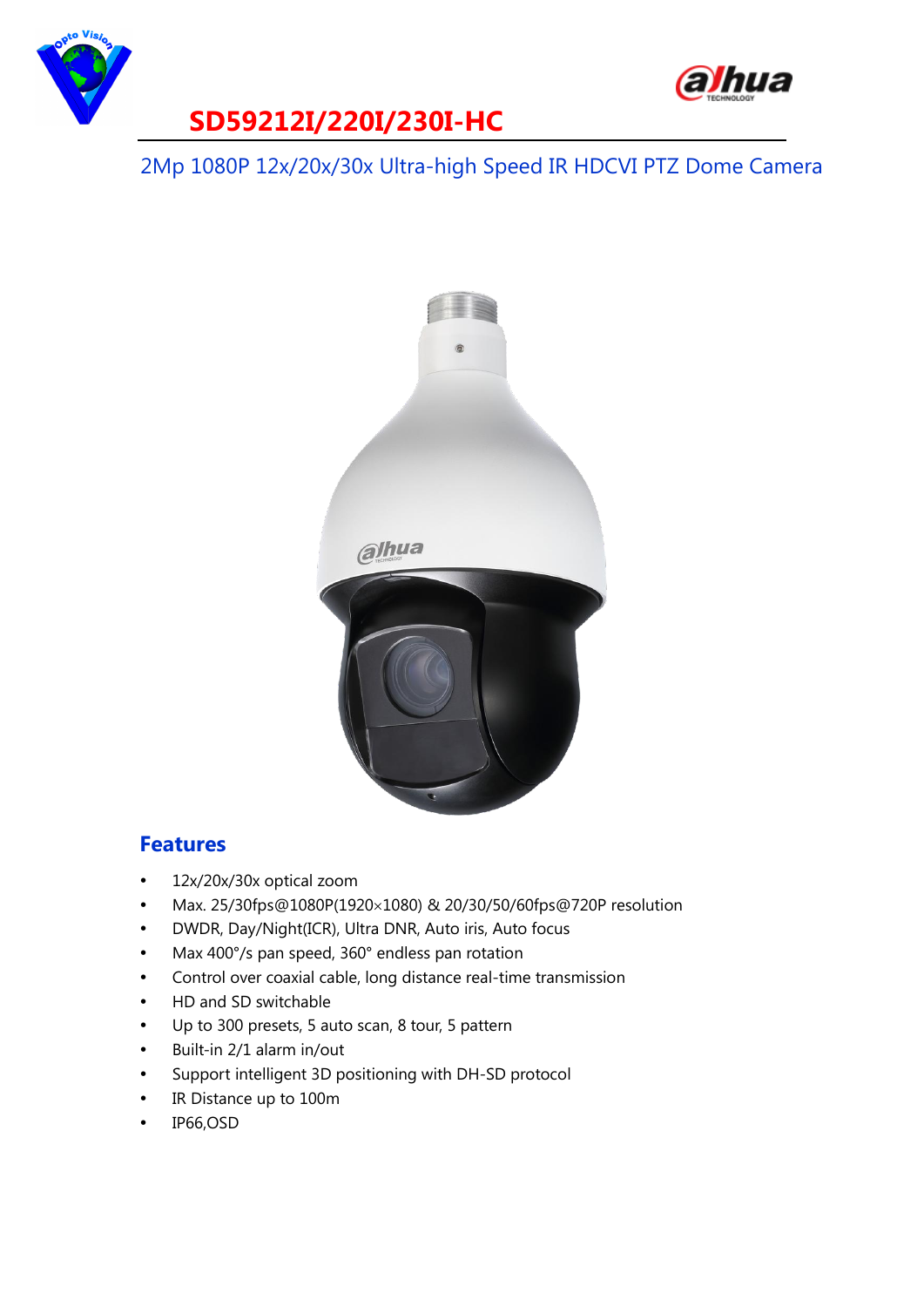# SD59212I/220I/230I-HC

2Mp 1080P 12x/20x/30x Ultra-high Speed IR HDCVI PTZ Dome Camera

## Features

- 12x/20x/30x optical zoom
- Max. 25/30fps@1080P(1920×1080) & 20/30/50/60fps@720P resolution
- DWDR, Day/Night(ICR), Ultra DNR, Auto iris, Auto focus
- Max 400°/s pan speed, 360° endless pan rotation
- Control over coaxial cable, long distance real-time transmission
- HD and SD switchable
- Up to 300 presets, 5 auto scan, 8 tour, 5 pattern
- Built-in 2/1 alarm in/out
- Support intelligent 3D positioning with DH-SD protocol
- IR Distance up to 100m
- IP66,OSD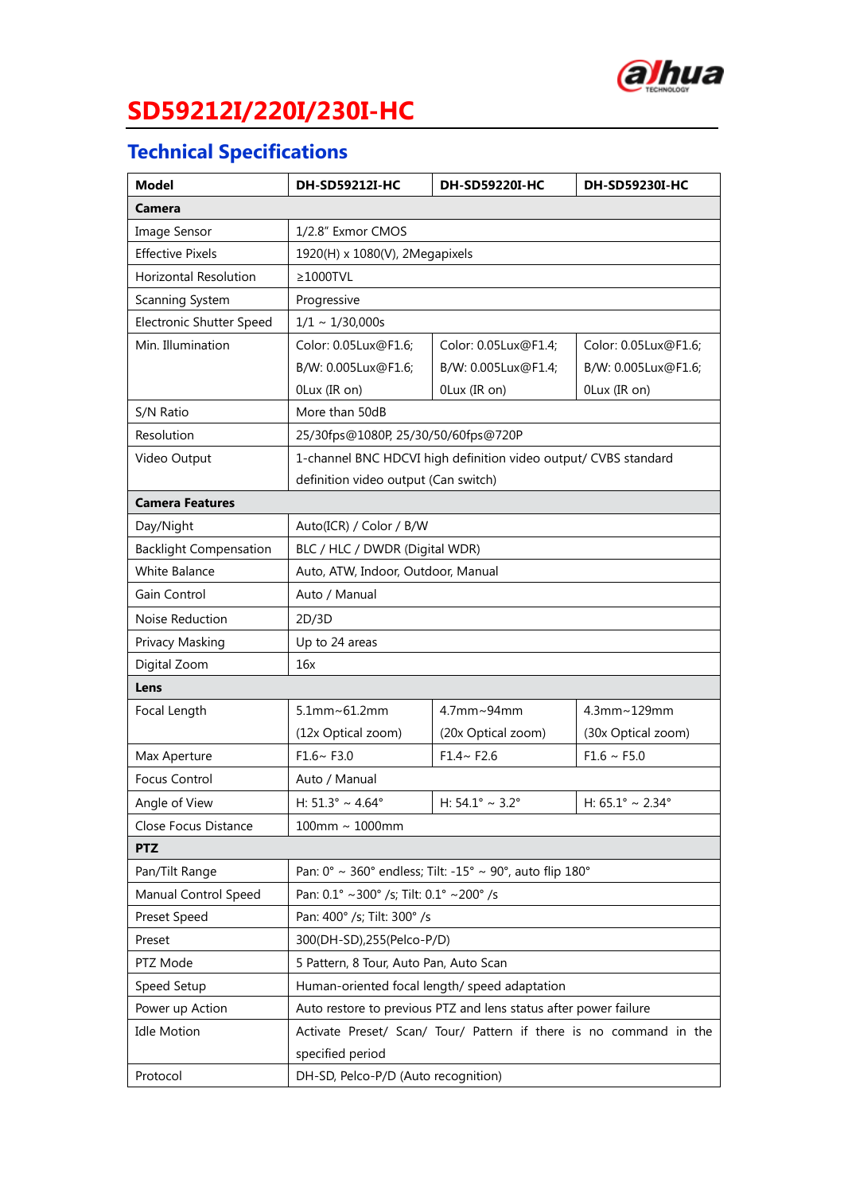# SD59212I/220I/230I-HC

## Technical Specifications

| Model | DH-SD59212I-HC | DH-SD59220I-HC | DH-SD59230I-HC |
|---|---|---|---|
| **Camera** | | | |
| Image Sensor | 1/2.8" Exmor CMOS | | |
| Effective Pixels | 1920(H) x 1080(V), 2Megapixels | | |
| Horizontal Resolution | ≥1000TVL | | |
| Scanning System | Progressive | | |
| Electronic Shutter Speed | 1/1 ~ 1/30,000s | | |
| Min. Illumination | Color: 0.05Lux@F1.6; B/W: 0.005Lux@F1.6; 0Lux (IR on) | Color: 0.05Lux@F1.4; B/W: 0.005Lux@F1.4; 0Lux (IR on) | Color: 0.05Lux@F1.6; B/W: 0.005Lux@F1.6; 0Lux (IR on) |
| S/N Ratio | More than 50dB | | |
| Resolution | 25/30fps@1080P, 25/30/50/60fps@720P | | |
| Video Output | 1-channel BNC HDCVI high definition video output/ CVBS standard definition video output (Can switch) | | |
| **Camera Features** | | | |
| Day/Night | Auto(ICR) / Color / B/W | | |
| Backlight Compensation | BLC / HLC / DWDR (Digital WDR) | | |
| White Balance | Auto, ATW, Indoor, Outdoor, Manual | | |
| Gain Control | Auto / Manual | | |
| Noise Reduction | 2D/3D | | |
| Privacy Masking | Up to 24 areas | | |
| Digital Zoom | 16x | | |
| **Lens** | | | |
| Focal Length | 5.1mm~61.2mm (12x Optical zoom) | 4.7mm~94mm (20x Optical zoom) | 4.3mm~129mm (30x Optical zoom) |
| Max Aperture | F1.6~ F3.0 | F1.4~ F2.6 | F1.6 ~ F5.0 |
| Focus Control | Auto / Manual | | |
| Angle of View | H: 51.3° ~ 4.64° | H: 54.1° ~ 3.2° | H: 65.1° ~ 2.34° |
| Close Focus Distance | 100mm ~ 1000mm | | |
| **PTZ** | | | |
| Pan/Tilt Range | Pan: 0° ~ 360° endless; Tilt: -15° ~ 90°, auto flip 180° | | |
| Manual Control Speed | Pan: 0.1° ~300° /s; Tilt: 0.1° ~200° /s | | |
| Preset Speed | Pan: 400° /s; Tilt: 300° /s | | |
| Preset | 300(DH-SD),255(Pelco-P/D) | | |
| PTZ Mode | 5 Pattern, 8 Tour, Auto Pan, Auto Scan | | |
| Speed Setup | Human-oriented focal length/ speed adaptation | | |
| Power up Action | Auto restore to previous PTZ and lens status after power failure | | |
| Idle Motion | Activate Preset/ Scan/ Tour/ Pattern if there is no command in the specified period | | |
| Protocol | DH-SD, Pelco-P/D (Auto recognition) | | |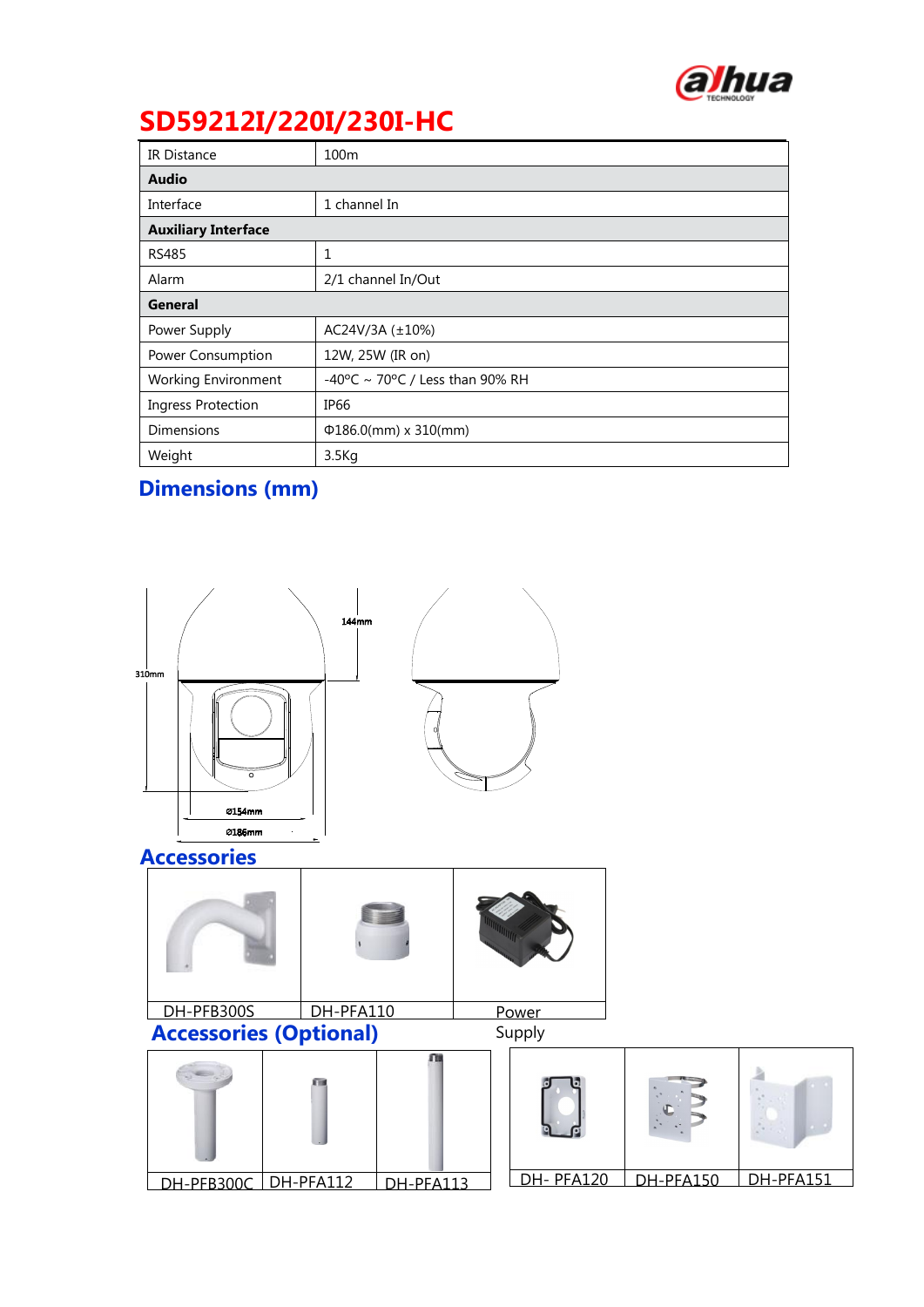# SD59212I/220I/230I-HC

| | |
|---|---|
| IR Distance | 100m |
| **Audio** | |
| Interface | 1 channel In |
| **Auxiliary Interface** | |
| RS485 | 1 |
| Alarm | 2/1 channel In/Out |
| **General** | |
| Power Supply | AC24V/3A (±10%) |
| Power Consumption | 12W, 25W (IR on) |
| Working Environment | -40°C ~ 70°C / Less than 90% RH |
| Ingress Protection | IP66 |
| Dimensions | Φ186.0(mm) x 310(mm) |
| Weight | 3.5Kg |

## Dimensions (mm)

144mm

310mm

Ø154mm

Ø186mm

## Accessories

| | | |
|---|---|---|
| DH-PFB300S | DH-PFA110 | Power Supply |

## Accessories (Optional)

| | | | | | |
|---|---|---|---|---|---|
| DH-PFB300C | DH-PFA112 | DH-PFA113 | DH- PFA120 | DH-PFA150 | DH-PFA151 |